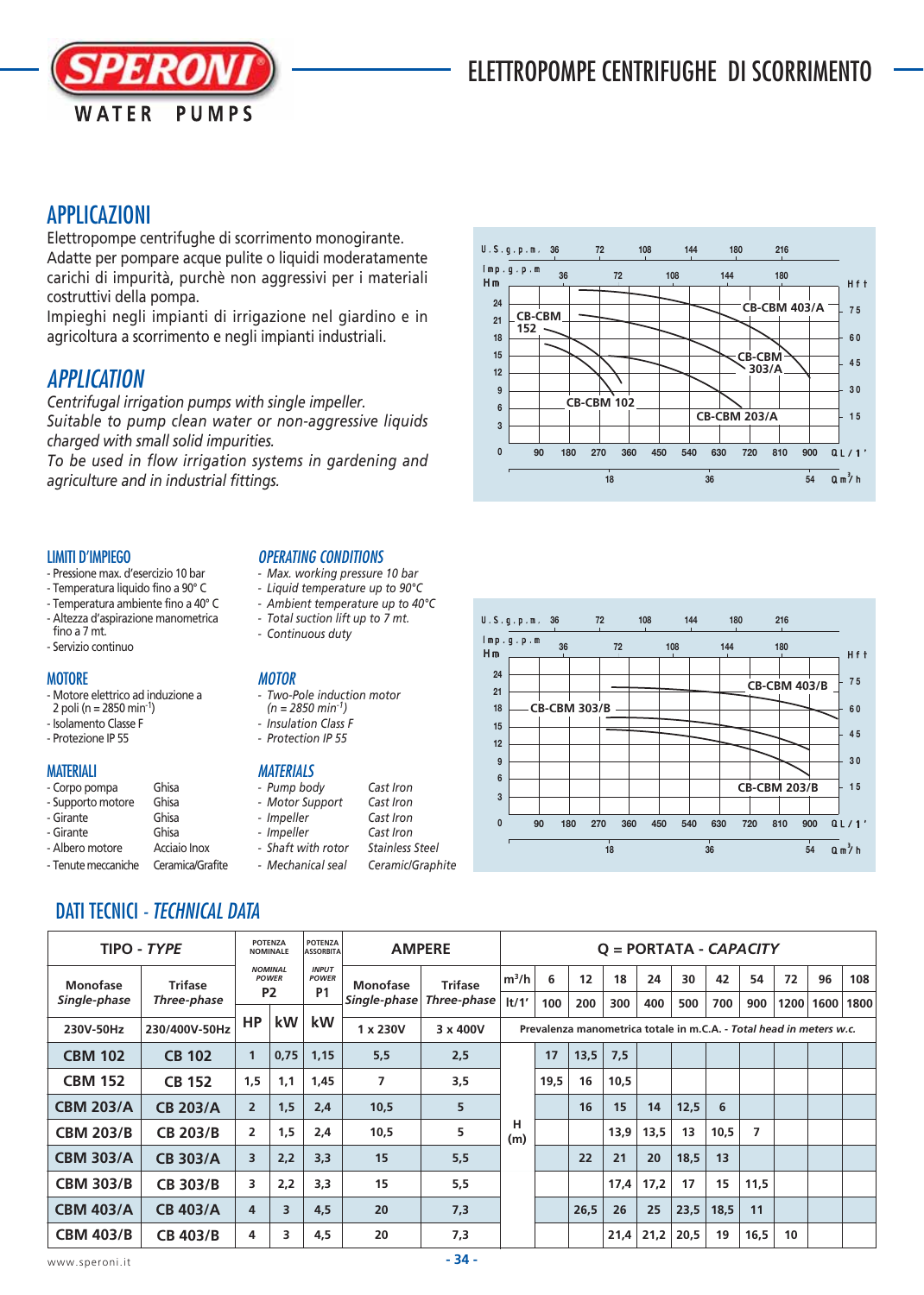# ELETTROPOMPE CENTRIFUGHE DI SCORRIMENTO

## APPLICAZIONI

Elettropompe centrifughe di scorrimento monogirante.
Adatte per pompare acque pulite o liquidi moderatamente carichi di impurità, purchè non aggressivi per i materiali costruttivi della pompa.
Impieghi negli impianti di irrigazione nel giardino e in agricoltura a scorrimento e negli impianti industriali.

## *APPLICATION*

*Centrifugal irrigation pumps with single impeller.*
*Suitable to pump clean water or non-aggressive liquids charged with small solid impurities.*
*To be used in flow irrigation systems in gardening and agriculture and in industrial fittings.*

### LIMITI D'IMPIEGO

- Pressione max. d'esercizio 10 bar
- Temperatura liquido fino a 90° C
- Temperatura ambiente fino a 40° C
- Altezza d'aspirazione manometrica fino a 7 mt.
- Servizio continuo

### *OPERATING CONDITIONS*

- *Max. working pressure 10 bar*
- *Liquid temperature up to 90°C*
- *Ambient temperature up to 40°C*
- *Total suction lift up to 7 mt.*
- *Continuous duty*

### MOTORE

- Motore elettrico ad induzione a 2 poli (n = 2850 $min^{-1}$)
- Isolamento Classe F
- Protezione IP 55

### *MOTOR*

- *Two-Pole induction motor (n = 2850 $min^{-1}$)*
- *Insulation Class F*
- *Protection IP 55*

### MATERIALI

| | |
|---|---|
| - Corpo pompa | Ghisa |
| - Supporto motore | Ghisa |
| - Girante | Ghisa |
| - Girante | Ghisa |
| - Albero motore | Acciaio Inox |
| - Tenute meccaniche | Ceramica/Grafite |

### *MATERIALS*

| | |
|---|---|
| - *Pump body* | *Cast Iron* |
| - *Motor Support* | *Cast Iron* |
| - *Impeller* | *Cast Iron* |
| - *Impeller* | *Cast Iron* |
| - *Shaft with rotor* | *Stainless Steel* |
| - *Mechanical seal* | *Ceramic/Graphite* |

## DATI TECNICI - *TECHNICAL DATA*

| TIPO - *TYPE* | | POTENZA NOMINALE *NOMINAL POWER* P2 | | POTENZA ASSORBITA *INPUT POWER* P1 | AMPERE | | Q = PORTATA - *CAPACITY* | | | | | | | | | | |
|---|---|---|---|---|---|---|---|---|---|---|---|---|---|---|---|---|---|
| Monofase *Single-phase* | Trifase *Three-phase* | | | | Monofase *Single-phase* | Trifase *Three-phase* | m³/h | 6 | 12 | 18 | 24 | 30 | 42 | 54 | 72 | 96 | 108 |
| | | | | | | | lt/1' | 100 | 200 | 300 | 400 | 500 | 700 | 900 | 1200 | 1600 | 1800 |
| 230V-50Hz | 230/400V-50Hz | HP | kW | kW | 1 x 230V | 3 x 400V | Prevalenza manometrica totale in m.C.A. - *Total head in meters w.c.* | | | | | | | | | | |
| **CBM 102** | **CB 102** | 1 | 0,75 | 1,15 | 5,5 | 2,5 | H (m) | 17 | 13,5 | 7,5 | | | | | | | |
| **CBM 152** | **CB 152** | 1,5 | 1,1 | 1,45 | 7 | 3,5 | | 19,5 | 16 | 10,5 | | | | | | | |
| **CBM 203/A** | **CB 203/A** | 2 | 1,5 | 2,4 | 10,5 | 5 | | | 16 | 15 | 14 | 12,5 | 6 | | | | |
| **CBM 203/B** | **CB 203/B** | 2 | 1,5 | 2,4 | 10,5 | 5 | | | | 13,9 | 13,5 | 13 | 10,5 | 7 | | | |
| **CBM 303/A** | **CB 303/A** | 3 | 2,2 | 3,3 | 15 | 5,5 | | | 22 | 21 | 20 | 18,5 | 13 | | | | |
| **CBM 303/B** | **CB 303/B** | 3 | 2,2 | 3,3 | 15 | 5,5 | | | | 17,4 | 17,2 | 17 | 15 | 11,5 | | | |
| **CBM 403/A** | **CB 403/A** | 4 | 3 | 4,5 | 20 | 7,3 | | | 26,5 | 26 | 25 | 23,5 | 18,5 | 11 | | | |
| **CBM 403/B** | **CB 403/B** | 4 | 3 | 4,5 | 20 | 7,3 | | | | 21,4 | 21,2 | 20,5 | 19 | 16,5 | 10 | | |

www.speroni.it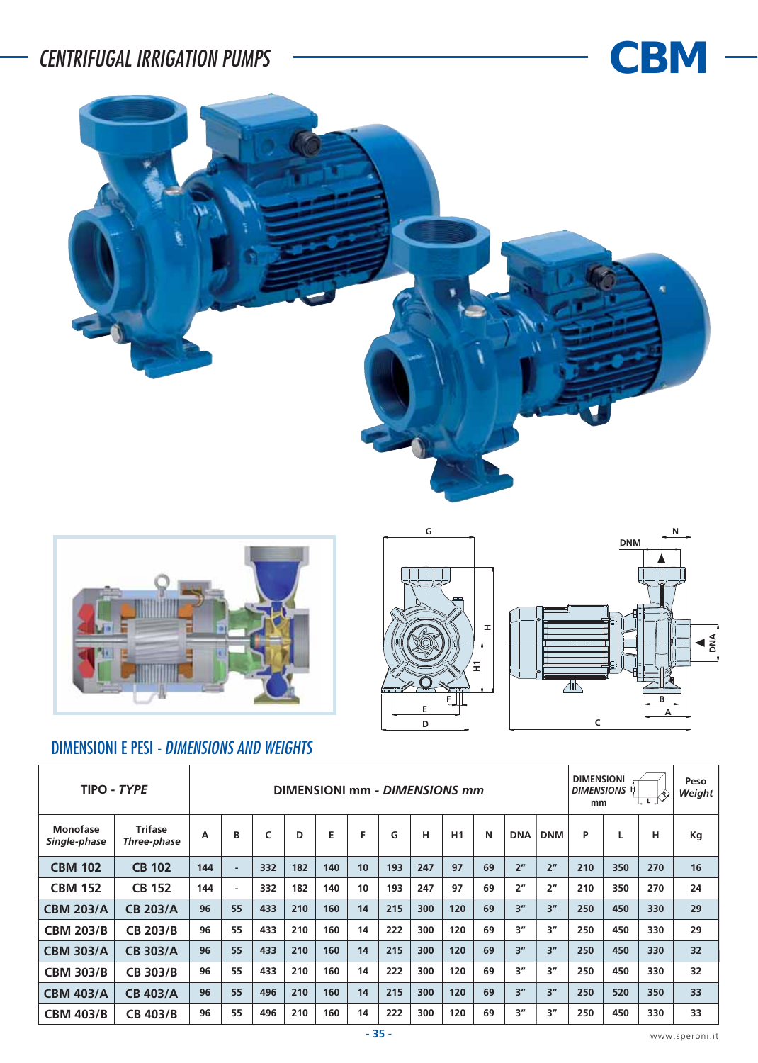# CENTRIFUGAL IRRIGATION PUMPS

# CBM

G

H

H1

E

D

F

DNM

N

DNA

C

B

A

## DIMENSIONI E PESI - *DIMENSIONS AND WEIGHTS*

| TIPO - *TYPE* | | DIMENSIONI mm - *DIMENSIONS mm* | | | | | | | | | | | | DIMENSIONI *DIMENSIONS* mm | | | Peso *Weight* |
|---|---|---|---|---|---|---|---|---|---|---|---|---|---|---|---|---|---|
| Monofase *Single-phase* | Trifase *Three-phase* | A | B | C | D | E | F | G | H | H1 | N | DNA | DNM | P | L | H | Kg |
| **CBM 102** | **CB 102** | 144 | - | 332 | 182 | 140 | 10 | 193 | 247 | 97 | 69 | 2" | 2" | 210 | 350 | 270 | 16 |
| **CBM 152** | **CB 152** | 144 | - | 332 | 182 | 140 | 10 | 193 | 247 | 97 | 69 | 2" | 2" | 210 | 350 | 270 | 24 |
| **CBM 203/A** | **CB 203/A** | 96 | 55 | 433 | 210 | 160 | 14 | 215 | 300 | 120 | 69 | 3" | 3" | 250 | 450 | 330 | 29 |
| **CBM 203/B** | **CB 203/B** | 96 | 55 | 433 | 210 | 160 | 14 | 222 | 300 | 120 | 69 | 3" | 3" | 250 | 450 | 330 | 29 |
| **CBM 303/A** | **CB 303/A** | 96 | 55 | 433 | 210 | 160 | 14 | 215 | 300 | 120 | 69 | 3" | 3" | 250 | 450 | 330 | 32 |
| **CBM 303/B** | **CB 303/B** | 96 | 55 | 433 | 210 | 160 | 14 | 222 | 300 | 120 | 69 | 3" | 3" | 250 | 450 | 330 | 32 |
| **CBM 403/A** | **CB 403/A** | 96 | 55 | 496 | 210 | 160 | 14 | 215 | 300 | 120 | 69 | 3" | 3" | 250 | 520 | 350 | 33 |
| **CBM 403/B** | **CB 403/B** | 96 | 55 | 496 | 210 | 160 | 14 | 222 | 300 | 120 | 69 | 3" | 3" | 250 | 450 | 330 | 33 |

www.speroni.it